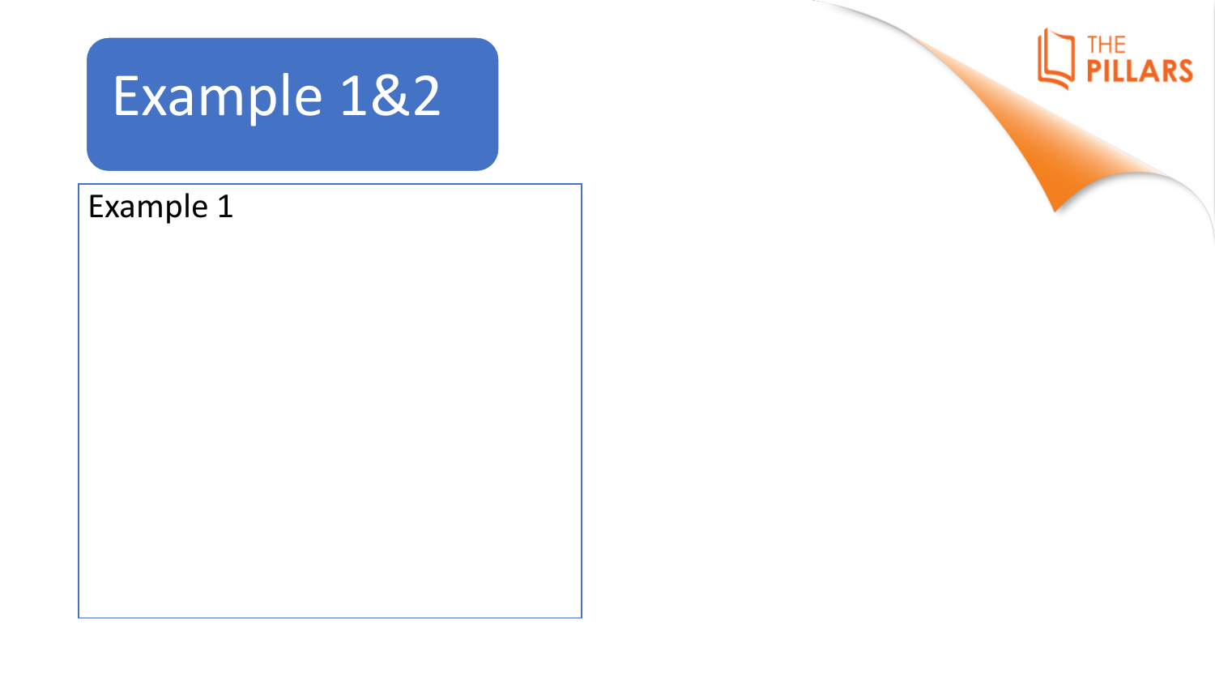# Example 1&2

Example 1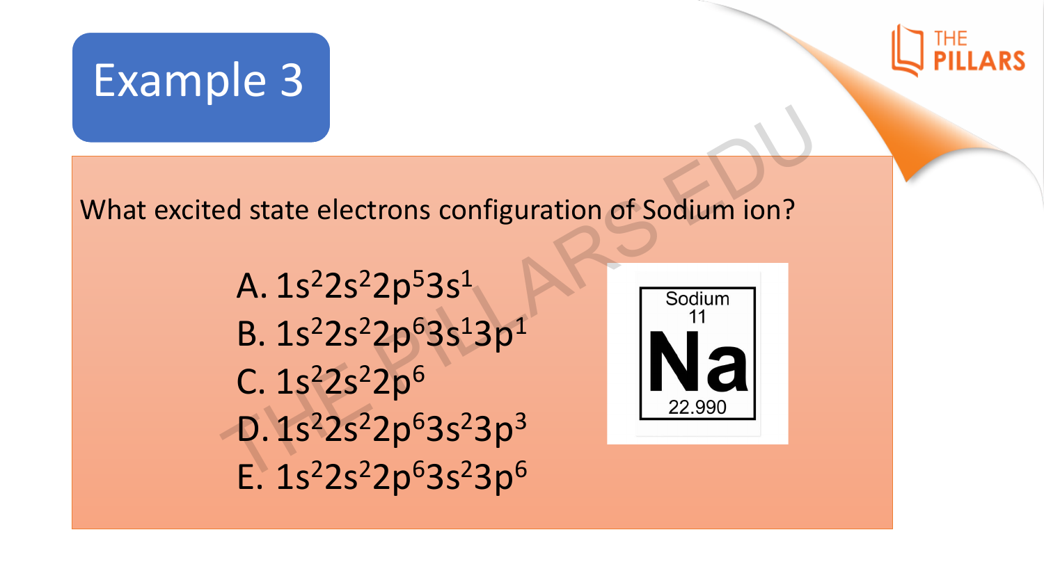# Example 3

What excited state electrons configuration of Sodium ion?

A. $1s^2 2s^2 2p^5 3s^1$
B. $1s^2 2s^2 2p^6 3s^1 3p^1$
C. $1s^2 2s^2 2p^6$
D. $1s^2 2s^2 2p^6 3s^2 3p^3$
E. $1s^2 2s^2 2p^6 3s^2 3p^6$

Sodium
11
Na
22.990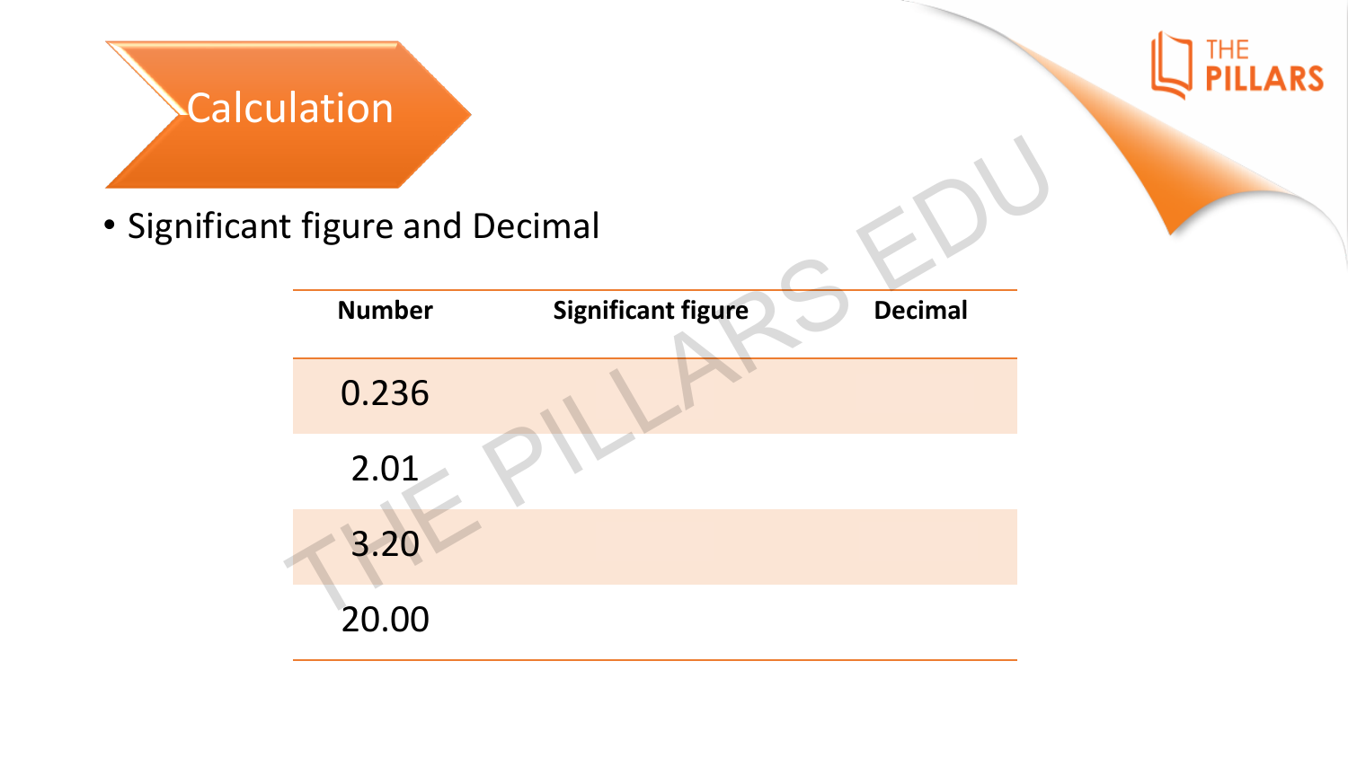# Calculation

- Significant figure and Decimal

| Number | Significant figure | Decimal |
| --- | --- | --- |
| 0.236 | | |
| 2.01 | | |
| 3.20 | | |
| 20.00 | | |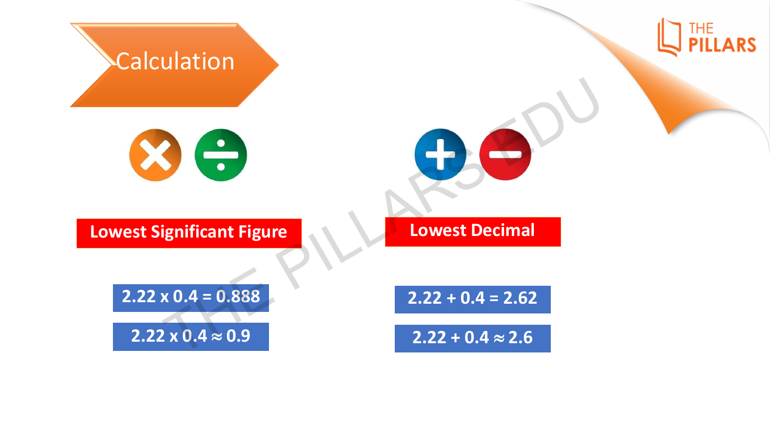# Calculation

## × ÷

**Lowest Significant Figure**

$2.22 \times 0.4 = 0.888$

$2.22 \times 0.4 \approx 0.9$

## + −

**Lowest Decimal**

$2.22 + 0.4 = 2.62$

$2.22 + 0.4 \approx 2.6$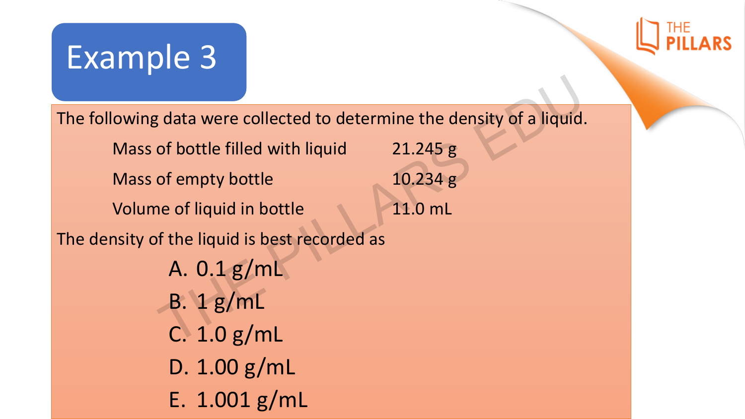# Example 3

The following data were collected to determine the density of a liquid.

| | |
|---|---|
| Mass of bottle filled with liquid | 21.245 g |
| Mass of empty bottle | 10.234 g |
| Volume of liquid in bottle | 11.0 mL |

The density of the liquid is best recorded as

A. 0.1 g/mL

B. 1 g/mL

C. 1.0 g/mL

D. 1.00 g/mL

E. 1.001 g/mL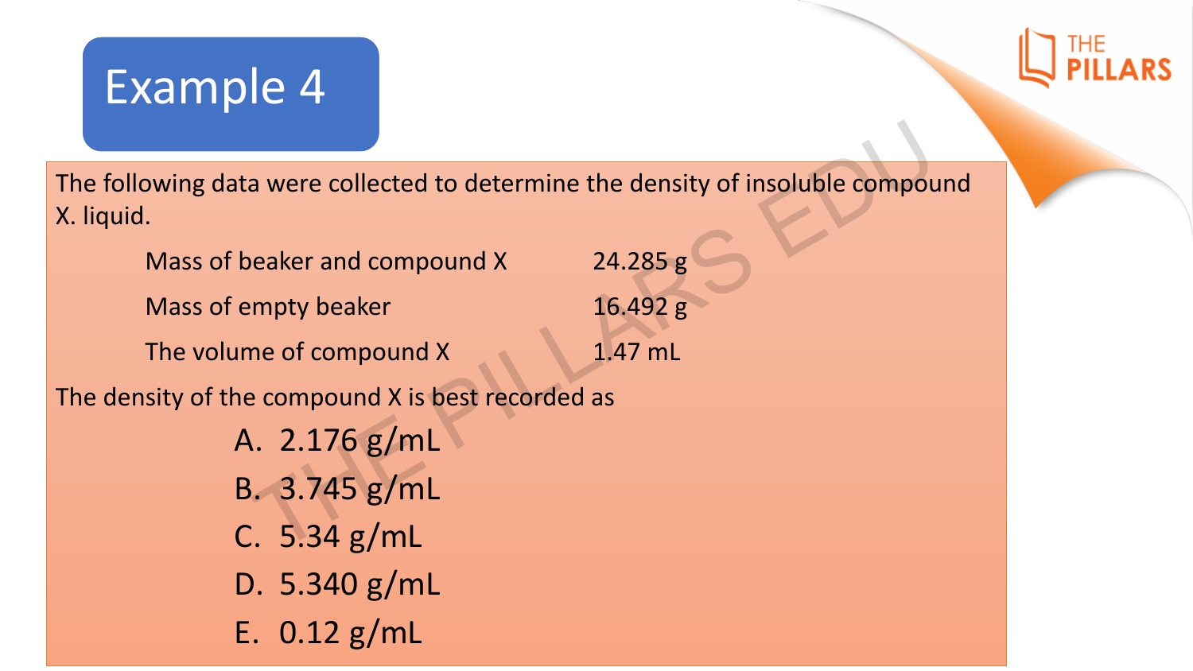# Example 4

The following data were collected to determine the density of insoluble compound X. liquid.

| | |
|---|---|
| Mass of beaker and compound X | 24.285 g |
| Mass of empty beaker | 16.492 g |
| The volume of compound X | 1.47 mL |

The density of the compound X is best recorded as

A. 2.176 g/mL

B. 3.745 g/mL

C. 5.34 g/mL

D. 5.340 g/mL

E. 0.12 g/mL